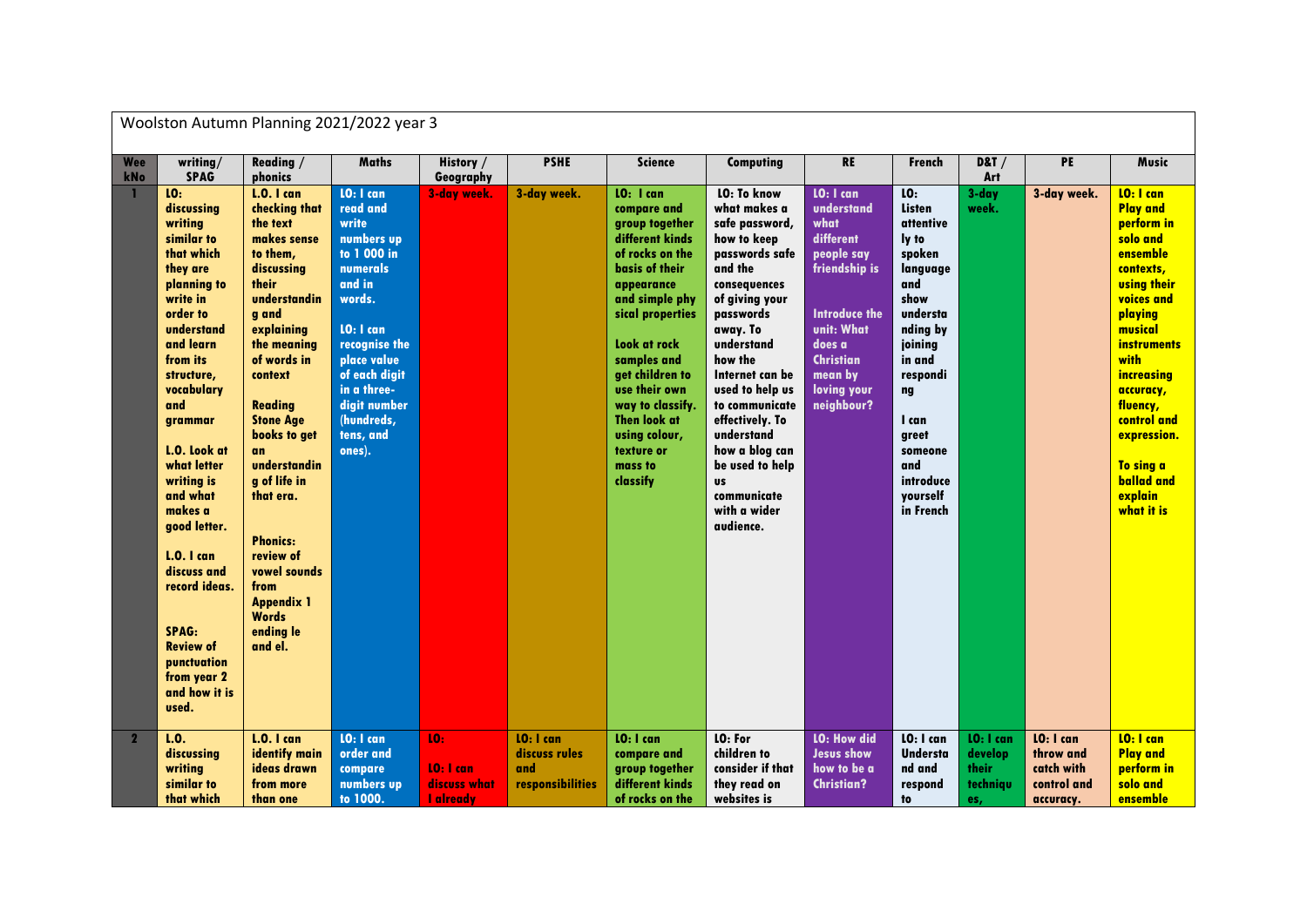Woolston Autumn Planning 2021/2022 year 3

| Week No | writing/ SPAG | Reading / phonics | Maths | History / Geography | PSHE | Science | Computing | RE | French | D&T / Art | PE | Music |
|---|---|---|---|---|---|---|---|---|---|---|---|---|
| 1 | LO: discussing writing similar to that which they are planning to write in order to understand and learn from its structure, vocabulary and grammar<br><br>L.O. Look at what letter writing is and what makes a good letter.<br><br>L.O. I can discuss and record ideas.<br><br>SPAG: Review of punctuation from year 2 and how it is used. | L.O. I can checking that the text makes sense to them, discussing their understanding and explaining the meaning of words in context<br><br>Reading Stone Age books to get an understanding of life in that era.<br><br>Phonics: review of vowel sounds from Appendix 1 Words ending le and el. | LO: I can read and write numbers up to 1 000 in numerals and in words.<br><br>LO: I can recognise the place value of each digit in a three-digit number (hundreds, tens, and ones). | 3-day week. | 3-day week. | LO: I can compare and group together different kinds of rocks on the basis of their appearance and simple physical properties<br><br>Look at rock samples and get children to use their own way to classify. Then look at using colour, texture or mass to classify | LO: To know what makes a safe password, how to keep passwords safe and the consequences of giving your passwords away. To understand how the Internet can be used to help us to communicate effectively. To understand how a blog can be used to help us communicate with a wider audience. | LO: I can understand what different people say friendship is<br><br>Introduce the unit: What does a Christian mean by loving your neighbour? | LO: Listen attentively to spoken language and show understanding by joining in and responding<br><br>I can greet someone and introduce yourself in French | 3-day week. | 3-day week. | LO: I can Play and perform in solo and ensemble contexts, using their voices and playing musical instruments with increasing accuracy, fluency, control and expression.<br><br>To sing a ballad and explain what it is |
| 2 | L.O. discussing writing similar to that which | L.O. I can identify main ideas drawn from more than one | LO: I can order and compare numbers up to 1000. | LO:<br><br>LO: I can discuss what I already | LO: I can discuss rules and responsibilities | LO: I can compare and group together different kinds of rocks on the | LO: For children to consider if that they read on websites is | LO: How did Jesus show how to be a Christian? | LO: I can Understand and respond to | LO: I can develop their techniques, | LO: I can throw and catch with control and accuracy. | LO: I can Play and perform in solo and ensemble |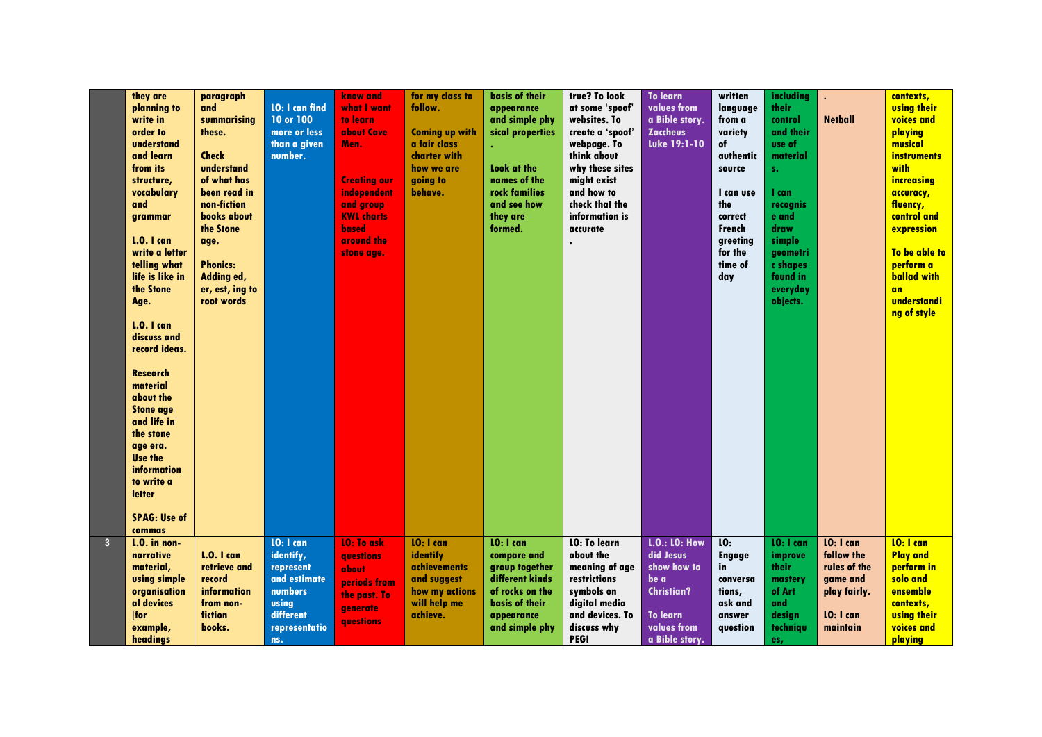| | | | | | | | | | | | | |
|---|---|---|---|---|---|---|---|---|---|---|---|---|
| | they are planning to write in order to understand and learn from its structure, vocabulary and grammar<br><br>L.O. I can write a letter telling what life is like in the Stone Age.<br><br>L.O. I can discuss and record ideas.<br><br>Research material about the Stone age and life in the stone age era. Use the information to write a letter<br><br>SPAG: Use of commas | paragraph and summarising these.<br><br>Check understand of what has been read in non-fiction books about the Stone age.<br><br>Phonics: Adding ed, er, est, ing to root words | LO: I can find 10 or 100 more or less than a given number. | know and what I want to learn about Cave Men.<br><br>Creating our independent and group KWL charts based around the stone age. | for my class to follow.<br><br>Coming up with a fair class charter with how we are going to behave. | basis of their appearance and simple phy sical properties .<br><br>Look at the names of the rock families and see how they are formed. | true? To look at some 'spoof' websites. To create a 'spoof' webpage. To think about why these sites might exist and how to check that the information is accurate . | To learn values from a Bible story. Zaccheus Luke 19:1-10 | written language from a variety of authentic source<br><br>I can use the correct French greeting for the time of day | including their control and their use of materials.<br><br>I can recognise and draw simple geometric shapes found in everyday objects. | .<br>Netball | contexts, using their voices and playing musical instruments with increasing accuracy, fluency, control and expression<br><br>To be able to perform a ballad with an understanding of style |
| 3 | L.O. in non-narrative material, using simple organisational devices [for example, headings | L.O. I can retrieve and record information from non-fiction books. | LO: I can identify, represent and estimate numbers using different representations. | LO: To ask questions about periods from the past. To generate questions | LO: I can identify achievements and suggest how my actions will help me achieve. | LO: I can compare and group together different kinds of rocks on the basis of their appearance and simple phy | LO: To learn about the meaning of age restrictions symbols on digital media and devices. To discuss why PEGI | L.O.: LO: How did Jesus show how to be a Christian?<br><br>To learn values from a Bible story. | LO: Engage in conversations, ask and answer question | LO: I can improve their mastery of Art and design techniques, | LO: I can follow the rules of the game and play fairly.<br><br>LO: I can maintain | LO: I can Play and perform in solo and ensemble contexts, using their voices and playing |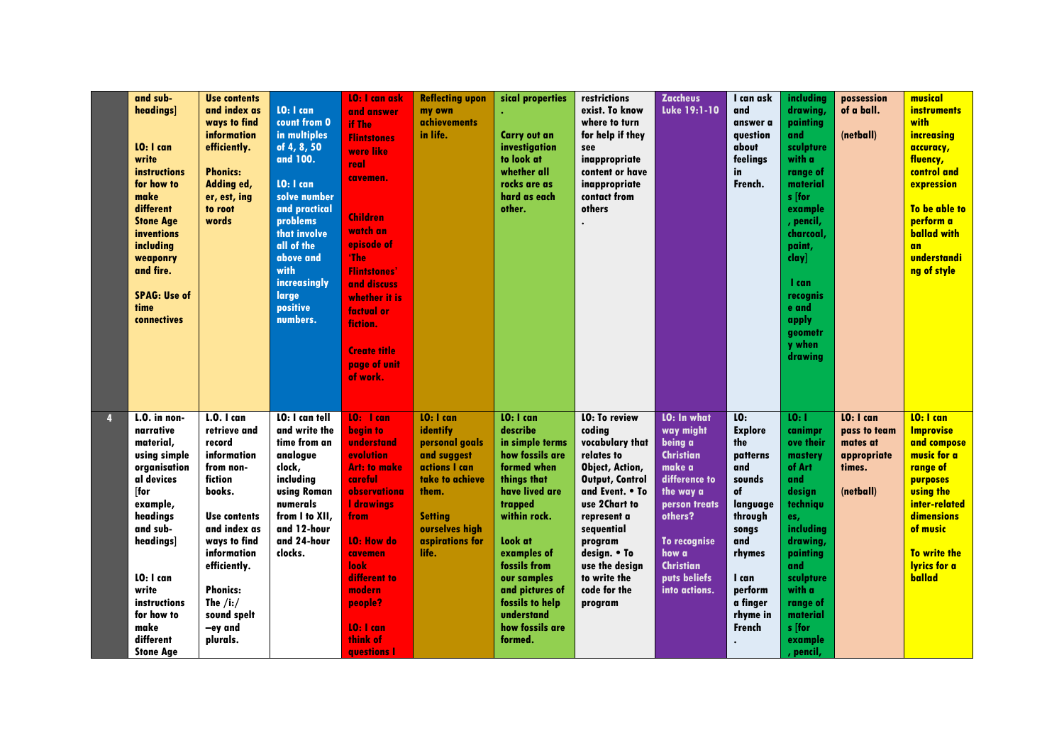|  |  |  |  |  |  |  |  |  |  |  |  |  |
|---|---|---|---|---|---|---|---|---|---|---|---|---|
|  | and sub-headings]<br><br>LO: I can write instructions for how to make different Stone Age inventions including weaponry and fire.<br><br>SPAG: Use of time connectives | Use contents and index as ways to find information efficiently.<br><br>Phonics: Adding ed, er, est, ing to root words | LO: I can count from 0 in multiples of 4, 8, 50 and 100.<br><br>LO: I can solve number and practical problems that involve all of the above and with increasingly large positive numbers. | LO: I can ask and answer if The Flintstones were like real cavemen.<br><br>Children watch an episode of 'The Flintstones' and discuss whether it is factual or fiction.<br><br>Create title page of unit of work. | Reflecting upon my own achievements in life. | sical properties .<br><br>Carry out an investigation to look at whether all rocks are as hard as each other. | restrictions exist. To know where to turn for help if they see inappropriate content or have inappropriate contact from others . | Zaccheus Luke 19:1-10 | I can ask and answer a question about feelings in French. | including drawing, painting and sculpture with a range of materials [for example, pencil, charcoal, paint, clay]<br><br>I can recognise and apply geometry when drawing | possession of a ball.<br><br>(netball) | musical instruments with increasing accuracy, fluency, control and expression<br><br>To be able to perform a ballad with an understanding of style |
| 4 | L.O. in non-narrative material, using simple organisational devices [for example, headings and sub-headings]<br><br>LO: I can write instructions for how to make different Stone Age | L.O. I can retrieve and record information from non-fiction books.<br><br>Use contents and index as ways to find information efficiently.<br><br>Phonics: The /i:/ sound spelt –ey and plurals. | LO: I can tell and write the time from an analogue clock, including using Roman numerals from I to XII, and 12-hour and 24-hour clocks. | LO: I can begin to understand evolution Art: to make careful observational drawings from<br><br>LO: How do cavemen look different to modern people?<br><br>LO: I can think of questions I | LO: I can identify personal goals and suggest actions I can take to achieve them.<br><br>Setting ourselves high aspirations for life. | LO: I can describe in simple terms how fossils are formed when things that have lived are trapped within rock.<br><br>Look at examples of fossils from our samples and pictures of fossils to help understand how fossils are formed. | LO: To review coding vocabulary that relates to Object, Action, Output, Control and Event. • To use 2Chart to represent a sequential program design. • To use the design to write the code for the program | LO: In what way might being a Christian make a difference to the way a person treats others?<br><br>To recognise how a Christian puts beliefs into actions. | LO: Explore the patterns and sounds of language through songs and rhymes<br><br>I can perform a finger rhyme in French . | LO: I canimprove their mastery of Art and design techniques, including drawing, painting and sculpture with a range of materials [for example, pencil, | LO: I can pass to team mates at appropriate times.<br><br>(netball) | LO: I can Improvise and compose music for a range of purposes using the inter-related dimensions of music<br><br>To write the lyrics for a ballad |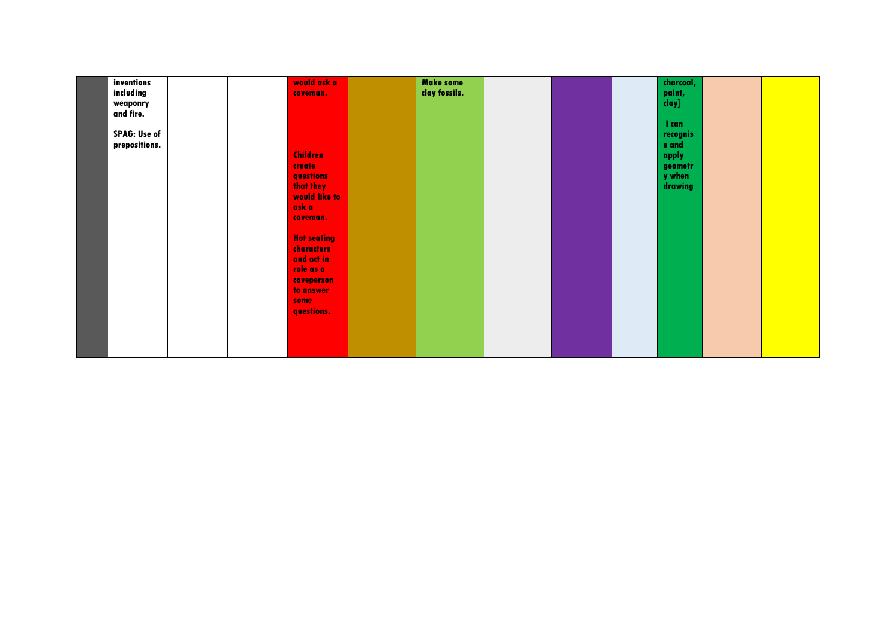| | | | | | | | | | | | | |
|---|---|---|---|---|---|---|---|---|---|---|---|---|
| | **inventions including weaponry and fire.**<br><br>**SPAG: Use of prepositions.** | | | **would ask a caveman.**<br><br>**Children create questions that they would like to ask a caveman.**<br><br>**Hot seating characters and act in role as a caveperson to answer some questions.** | | **Make some clay fossils.** | | | | **charcoal, paint, clay]**<br><br>**I can recognise and apply geometry when drawing** | | |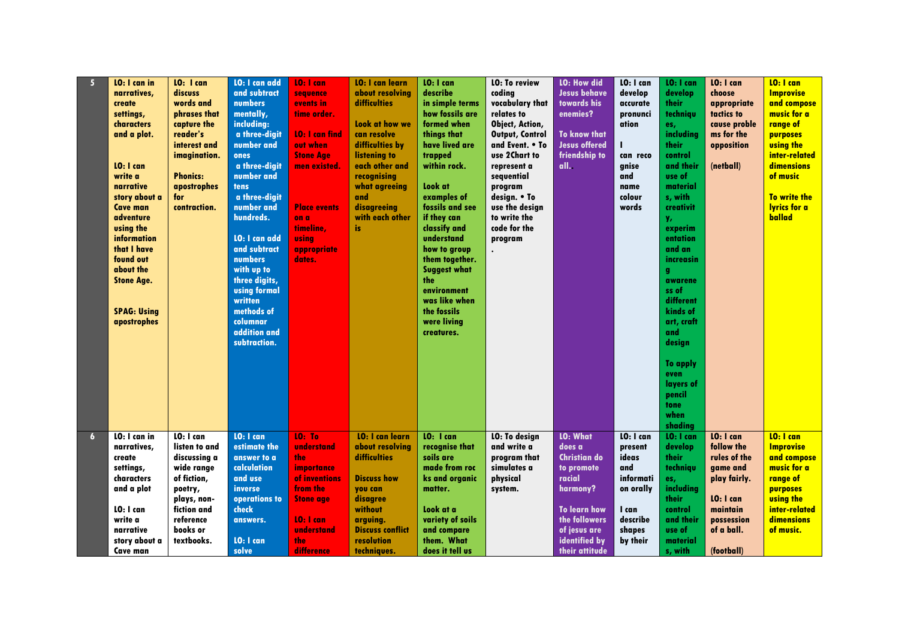| 5 | LO: I can in narratives, create settings, characters and a plot.<br><br>LO: I can write a narrative story about a Cave man adventure using the information that I have found out about the Stone Age.<br><br>SPAG: Using apostrophes | LO: I can discuss words and phrases that capture the reader's interest and imagination.<br><br>Phonics: apostrophes for contraction. | LO: I can add and subtract numbers mentally, including:<br>a three-digit number and ones<br>a three-digit number and tens<br>a three-digit number and hundreds.<br><br>LO: I can add and subtract numbers with up to three digits, using formal written methods of columnar addition and subtraction. | LO: I can sequence events in time order.<br><br>LO: I can find out when Stone Age men existed.<br><br>Place events on a timeline, using appropriate dates. | LO: I can learn about resolving difficulties<br><br>Look at how we can resolve difficulties by listening to each other and recognising what agreeing and disagreeing with each other is | LO: I can describe in simple terms how fossils are formed when things that have lived are trapped within rock.<br><br>Look at examples of fossils and see if they can classify and understand how to group them together. Suggest what the environment was like when the fossils were living creatures. | LO: To review coding vocabulary that relates to Object, Action, Output, Control and Event. • To use 2Chart to represent a sequential program design. • To use the design to write the code for the program<br>. | LO: How did Jesus behave towards his enemies?<br><br>To know that Jesus offered friendship to all.. | LO: I can develop accurate pronunciation<br><br>I can recognise and name colour words | LO: I can develop their techniques, including their control and their use of materials, with creativity, experimentation and an increasing awareness of different kinds of art, craft and design<br><br>To apply even layers of pencil tone when shading | LO: I can choose appropriate tactics to cause problems for the opposition<br><br>(netball) | LO: I can Improvise and compose music for a range of purposes using the inter-related dimensions of music<br><br>To write the lyrics for a ballad |
|---|---|---|---|---|---|---|---|---|---|---|---|---|
| 6 | LO: I can in narratives, create settings, characters and a plot<br><br>LO: I can write a narrative story about a Cave man | LO: I can listen to and discussing a wide range of fiction, poetry, plays, non-fiction and reference books or textbooks. | LO: I can estimate the answer to a calculation and use inverse operations to check answers.<br><br>LO: I can solve | LO: To understand the importance of inventions from the Stone age<br><br>LO: I can understand the difference | LO: I can learn about resolving difficulties<br><br>Discuss how you can disagree without arguing.<br>Discuss conflict resolution techniques. | LO: I can recognise that soils are made from rocks and organic matter.<br><br>Look at a variety of soils and compare them. What does it tell us | LO: To design and write a program that simulates a physical system. | LO: What does a Christian do to promote racial harmony?<br><br>To learn how the followers of jesus are identified by their attitude | LO: I can present ideas and information orally<br><br>I can describe shapes by their | LO: I can develop their techniques, including their control and their use of materials, with | LO: I can follow the rules of the game and play fairly.<br><br>LO: I can maintain possession of a ball.<br><br>(football) | LO: I can Improvise and compose music for a range of purposes using the inter-related dimensions of music. |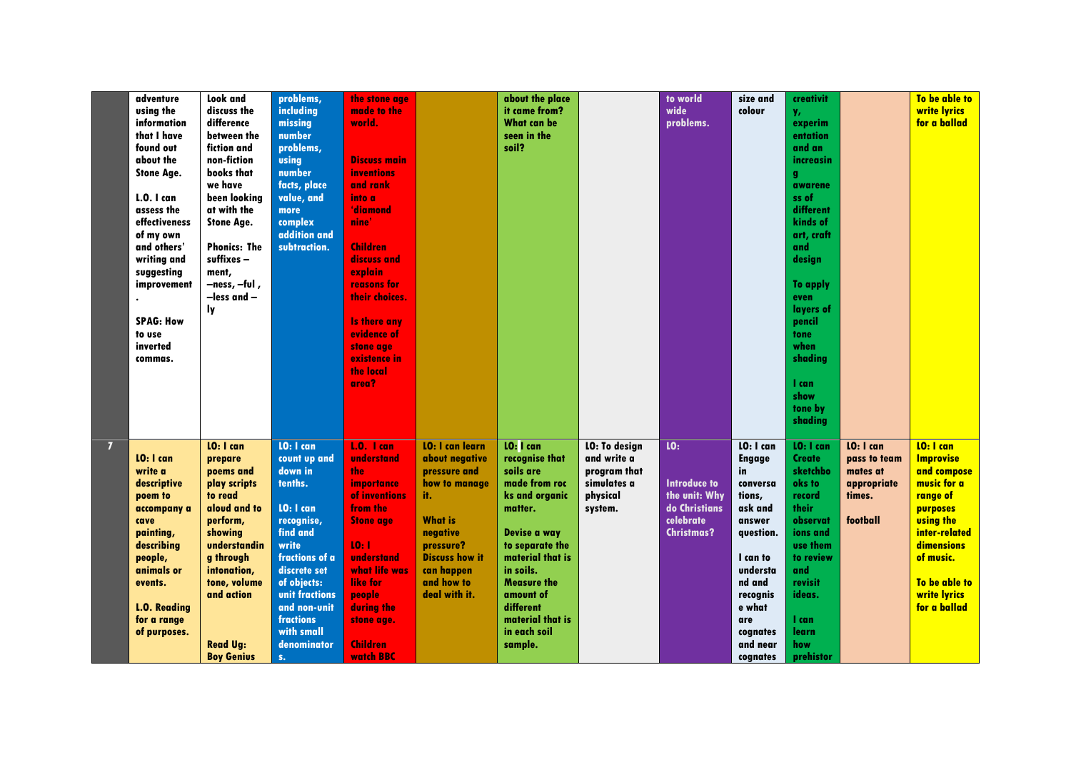|  |  |  |  |  |  |  |  |  |  |  |  |  |
|---|---|---|---|---|---|---|---|---|---|---|---|---|
|  | adventure using the information that I have found out about the Stone Age.<br><br>L.O. I can assess the effectiveness of my own and others' writing and suggesting improvement.<br><br>SPAG: How to use inverted commas. | Look and discuss the difference between the fiction and non-fiction books that we have been looking at with the Stone Age.<br><br>Phonics: The suffixes – ment, –ness, –ful , –less and –ly | problems, including missing number problems, using number facts, place value, and more complex addition and subtraction. | the stone age made to the world.<br><br>Discuss main inventions and rank into a 'diamond nine'<br><br>Children discuss and explain reasons for their choices.<br><br>Is there any evidence of stone age existence in the local area? |  | about the place it came from? What can be seen in the soil? |  | to world wide problems. | size and colour | creativity, experimentation and an increasing awareness of different kinds of art, craft and design<br><br>To apply even layers of pencil tone when shading<br><br>I can show tone by shading |  | To be able to write lyrics for a ballad |
| 7 | LO: I can write a descriptive poem to accompany a cave painting, describing people, animals or events.<br><br>L.O. Reading for a range of purposes. | LO: I can prepare poems and play scripts to read aloud and to perform, showing understanding through intonation, tone, volume and action<br><br>Read Ug: Boy Genius | LO: I can count up and down in tenths.<br><br>LO: I can recognise, find and write fractions of a discrete set of objects: unit fractions and non-unit fractions with small denominators. | L.O. I can understand the importance of inventions from the Stone age<br><br>LO: I understand what life was like for people during the stone age.<br><br>Children watch BBC | LO: I can learn about negative pressure and how to manage it.<br><br>What is negative pressure? Discuss how it can happen and how to deal with it. | LO: I can recognise that soils are made from rocks and organic matter.<br><br>Devise a way to separate the material that is in soils. Measure the amount of different material that is in each soil sample. | LO: To design and write a program that simulates a physical system. | LO:<br><br>Introduce to the unit: Why do Christians celebrate Christmas? | LO: I can Engage in conversations, ask and answer question.<br><br>I can to understand and recognise what are cognates and near cognates | LO: I can Create sketchbooks to record their observations and use them to review and revisit ideas.<br><br>I can learn how prehistor | LO: I can pass to team mates at appropriate times.<br><br>football | LO: I can Improvise and compose music for a range of purposes using the inter-related dimensions of music.<br><br>To be able to write lyrics for a ballad |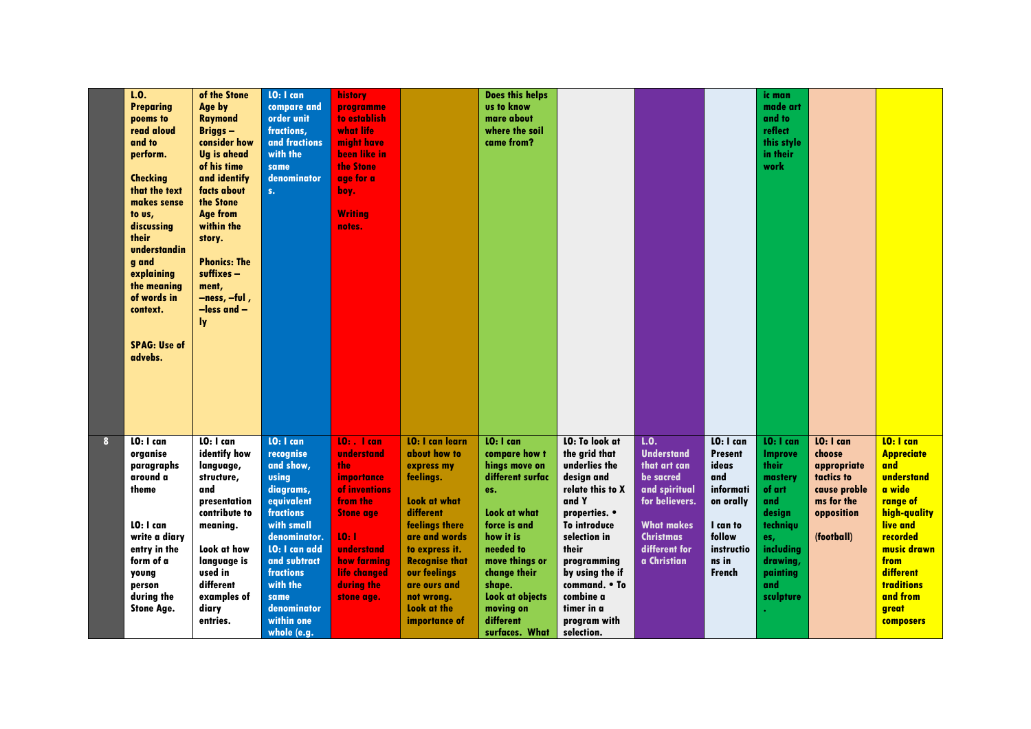|  |  |  |  |  |  |  |  |  |  |  |  |  |
|---|---|---|---|---|---|---|---|---|---|---|---|---|
|  | L.O. Preparing poems to read aloud and to perform. Checking that the text makes sense to us, discussing their understanding and explaining the meaning of words in context. SPAG: Use of advebs. | of the Stone Age by Raymond Briggs – consider how Ug is ahead of his time and identify facts about the Stone Age from within the story. Phonics: The suffixes – ment, –ness, –ful , –less and – ly | LO: I can compare and order unit fractions, and fractions with the same denominators. | history programme to establish what life might have been like in the Stone age for a boy. Writing notes. |  | Does this helps us to know mare about where the soil came from? |  |  |  | ic man made art and to reflect this style in their work |  |  |
| 8 | LO: I can organise paragraphs around a theme LO: I can write a diary entry in the form of a young person during the Stone Age. | LO: I can identify how language, structure, and presentation contribute to meaning. Look at how language is used in different examples of diary entries. | LO: I can recognise and show, using diagrams, equivalent fractions with small denominator. LO: I can add and subtract fractions with the same denominator within one whole (e.g. | LO: . I can understand the importance of inventions from the Stone age LO: I understand how farming life changed during the stone age. | LO: I can learn about how to express my feelings. Look at what different feelings there are and words to express it. Recognise that our feelings are ours and not wrong. Look at the importance of | LO: I can compare how t hings move on different surfaces. Look at what force is and how it is needed to move things or change their shape. Look at objects moving on different surfaces. What | LO: To look at the grid that underlies the design and relate this to X and Y properties. • To introduce selection in their programming by using the if command. • To combine a timer in a program with selection. | L.O. Understand that art can be sacred and spiritual for believers. What makes Christmas different for a Christian | LO: I can Present ideas and information orally I can to follow instructions in French | LO: I can Improve their mastery of art and design techniques, including drawing, painting and sculpture. | LO: I can choose appropriate tactics to cause problems for the opposition (football) | LO: I can Appreciate and understand a wide range of high-quality live and recorded music drawn from different traditions and from great composers |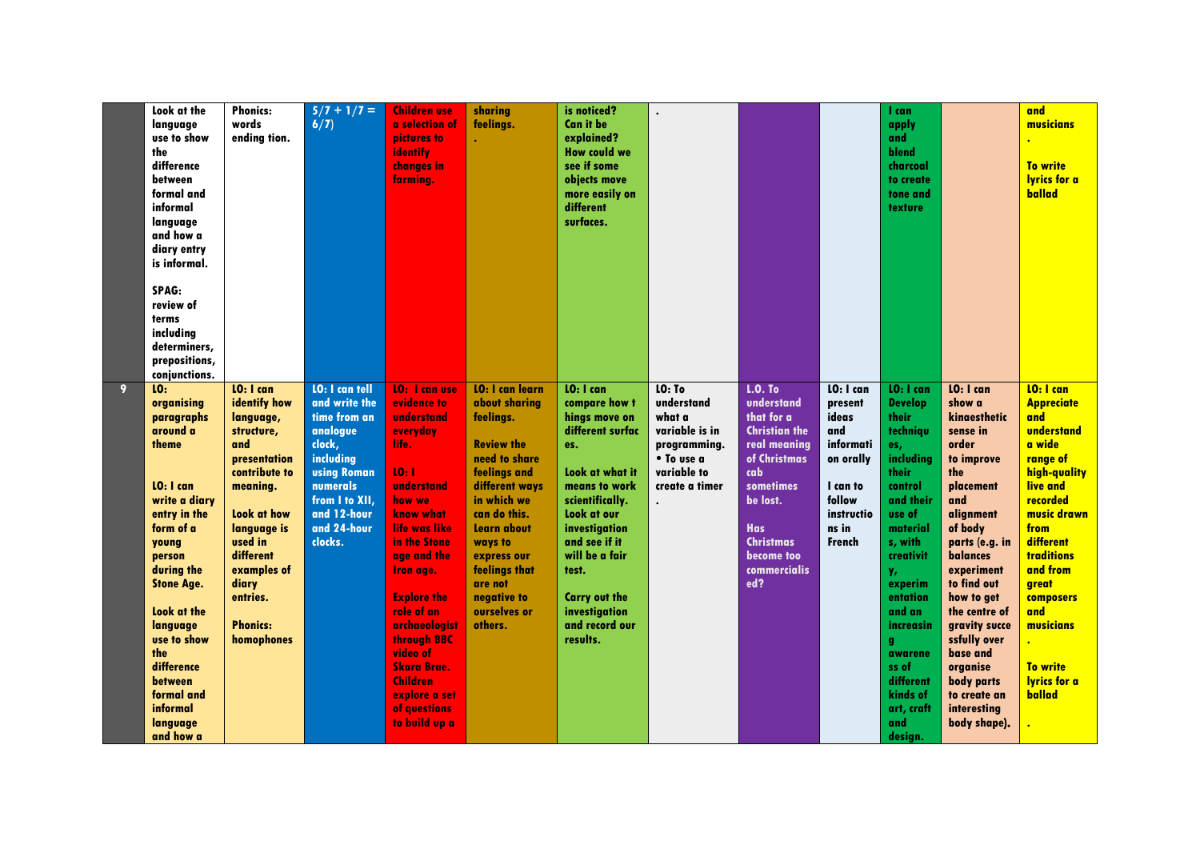|  |  |  |  |  |  |  |  |  |  |  |  |  |
|---|---|---|---|---|---|---|---|---|---|---|---|---|
|  | Look at the language use to show the difference between formal and informal language and how a diary entry is informal.<br><br>SPAG: review of terms including determiners, prepositions, conjunctions. | Phonics: words ending tion. | 5/7 + 1/7 = 6/7) | Children use a selection of pictures to identify changes in farming. | sharing feelings.<br>. | is noticed? Can it be explained? How could we see if some objects move more easily on different surfaces. | . |  |  | I can apply and blend charcoal to create tone and texture |  | and musicians<br>.<br><br>To write lyrics for a ballad |
| 9 | LO: organising paragraphs around a theme<br><br>LO: I can write a diary entry in the form of a young person during the Stone Age.<br><br>Look at the language use to show the difference between formal and informal language and how a | LO: I can identify how language, structure, and presentation contribute to meaning.<br><br>Look at how language is used in different examples of diary entries.<br><br>Phonics: homophones | LO: I can tell and write the time from an analogue clock, including using Roman numerals from I to XII, and 12-hour and 24-hour clocks. | LO: I can use evidence to understand everyday life.<br><br>LO: I understand how we know what life was like in the Stone age and the Iron age.<br><br>Explore the role of an archaeologist through BBC video of Skara Brae. Children explore a set of questions to build up a | LO: I can learn about sharing feelings.<br><br>Review the need to share feelings and different ways in which we can do this. Learn about ways to express our feelings that are not negative to ourselves or others. | LO: I can compare how t hings move on different surfac es.<br><br>Look at what it means to work scientifically. Look at our investigation and see if it will be a fair test.<br><br>Carry out the investigation and record our results. | LO: To understand what a variable is in programming.<br>• To use a variable to create a timer<br>. | L.O. To understand that for a Christian the real meaning of Christmas cab sometimes be lost.<br><br>Has Christmas become too commercialis ed? | LO: I can present ideas and informati on orally<br><br>I can to follow instructio ns in French | LO: I can Develop their techniqu es, including their control and their use of material s, with creativit y, experim entation and an increasin g awarene ss of different kinds of art, craft and design. | LO: I can show a kinaesthetic sense in order to improve the placement and alignment of body parts (e.g. in balances experiment to find out how to get the centre of gravity succe ssfully over base and organise body parts to create an interesting body shape). | LO: I can Appreciate and understand a wide range of high-quality live and recorded music drawn from different traditions and from great composers and musicians<br>.<br><br>To write lyrics for a ballad<br><br>. |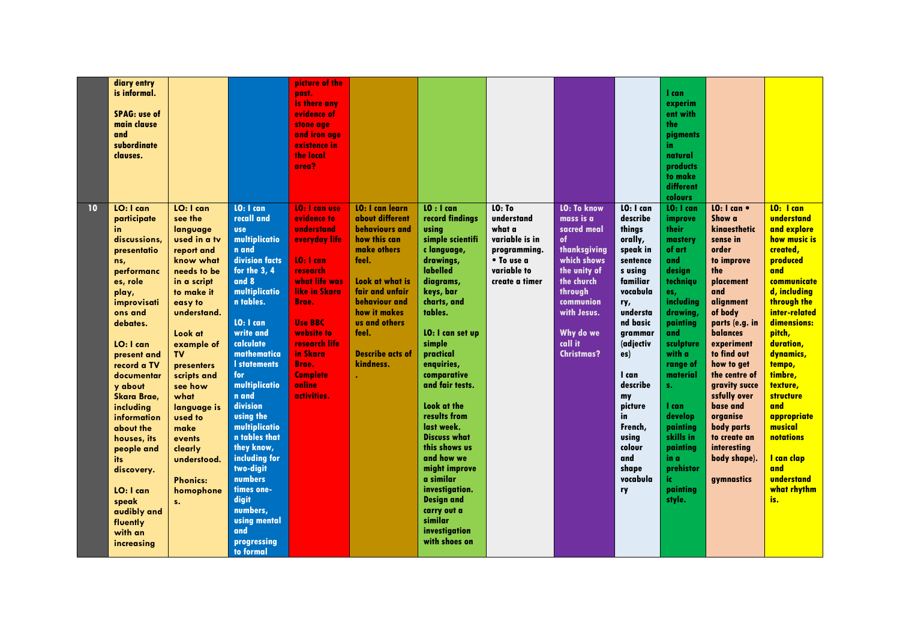|  |  |  |  |  |  |  |  |  |  |  |  |  |  |
|---|---|---|---|---|---|---|---|---|---|---|---|---|---|
|  | diary entry is informal.<br><br>SPAG: use of main clause and subordinate clauses. |  |  | picture of the past.<br>Is there any evidence of stone age and iron age existence in the local area? |  |  |  |  |  | I can experiment with the pigments in natural products to make different colours |  |  |  |
| 10 | LO: I can participate in discussions, presentations, performances, role play, improvisations and debates.<br><br>LO: I can present and record a TV documentary about Skara Brae, including information about the houses, its people and its discovery.<br><br>LO: I can speak audibly and fluently with an increasing | LO: I can see the language used in a tv report and know what needs to be in a script to make it easy to understand.<br><br>Look at example of TV presenters scripts and see how what language is used to make events clearly understood.<br><br>Phonics: homophones. | LO: I can recall and use multiplication and division facts for the 3, 4 and 8 multiplication tables.<br><br>LO: I can write and calculate mathematical statements for multiplication and division using the multiplication tables that they know, including for two-digit numbers times one-digit numbers, using mental and progressing to formal | LO: I can use evidence to understand everyday life<br><br>LO: I can research what life was like in Skara Brae.<br><br>Use BBC website to research life in Skara Brae. Complete online activities. | LO: I can learn about different behaviours and how this can make others feel.<br><br>Look at what is fair and unfair behaviour and how it makes us and others feel.<br><br>Describe acts of kindness.<br>. | LO : I can record findings using simple scientific language, drawings, labelled diagrams, keys, bar charts, and tables.<br><br>LO: I can set up simple practical enquiries, comparative and fair tests.<br><br>Look at the results from last week. Discuss what this shows us and how we might improve a similar investigation. Design and carry out a similar investigation with shoes on | LO: To understand what a variable is in programming.<br>• To use a variable to create a timer | LO: To know mass is a sacred meal of thanksgiving which shows the unity of the church through communion with Jesus.<br><br>Why do we call it Christmas? | LO: I can describe things orally, speak in sentences using familiar vocabulary, understand basic grammar (adjectives)<br><br>I can describe my picture in French, using colour and shape vocabulary | LO: I can improve their mastery of art and design techniques, including drawing, painting and sculpture with a range of materials.<br><br>I can develop painting skills in painting in a prehistoric painting style. | LO: I can • Show a kinaesthetic sense in order to improve the placement and alignment of body parts (e.g. in balances experiment to find out how to get the centre of gravity successfully over base and organise body parts to create an interesting body shape).<br><br>gymnastics | LO: I can understand and explore how music is created, produced and communicated, including through the inter-related dimensions: pitch, duration, dynamics, tempo, timbre, texture, structure and appropriate musical notations<br><br>I can clap and understand what rhythm is. |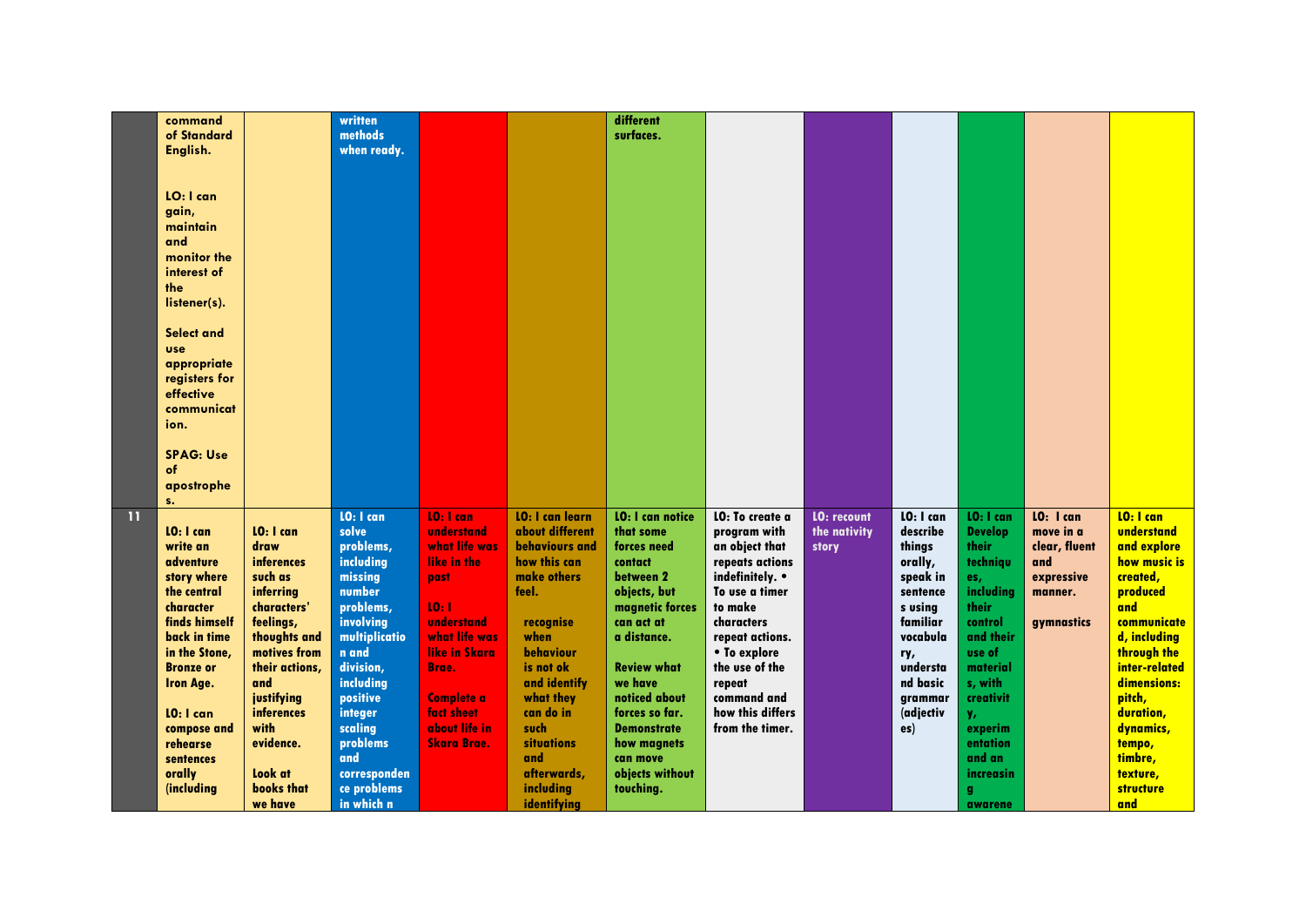| | | | | | | | | | | | | | |
|---|---|---|---|---|---|---|---|---|---|---|---|---|---|
| | command of Standard English.<br><br>LO: I can gain, maintain and monitor the interest of the listener(s).<br><br>Select and use appropriate registers for effective communication.<br><br>SPAG: Use of apostrophes. | | written methods when ready. | | | different surfaces. | | | | | | | |
| 11 | LO: I can write an adventure story where the central character finds himself back in time in the Stone, Bronze or Iron Age.<br><br>LO: I can compose and rehearse sentences orally (including | LO: I can draw inferences such as inferring characters' feelings, thoughts and motives from their actions, and justifying inferences with evidence.<br><br>Look at books that we have | LO: I can solve problems, including missing number problems, involving multiplication and division, including positive integer scaling problems and correspondence problems in which n | LO: I can understand what life was like in the past<br><br>LO: I understand what life was like in Skara Brae.<br><br>Complete a fact sheet about life in Skara Brae. | LO: I can learn about different behaviours and how this can make others feel.<br><br>recognise when behaviour is not ok and identify what they can do in such situations and afterwards, including identifying | LO: I can notice that some forces need contact between 2 objects, but magnetic forces can act at a distance.<br><br>Review what we have noticed about forces so far. Demonstrate how magnets can move objects without touching. | LO: To create a program with an object that repeats actions indefinitely. • To use a timer to make characters repeat actions. • To explore the use of the repeat command and how this differs from the timer. | LO: recount the nativity story | LO: I can describe things orally, speak in sentences using familiar vocabulary, understand basic grammar (adjectives) | LO: I can Develop their techniques, including their control and their use of materials, with creativity, experimentation and an increasing awarene | LO: I can move in a clear, fluent and expressive manner.<br><br>gymnastics | LO: I can understand and explore how music is created, produced and communicated, including through the inter-related dimensions: pitch, duration, dynamics, tempo, timbre, texture, structure and |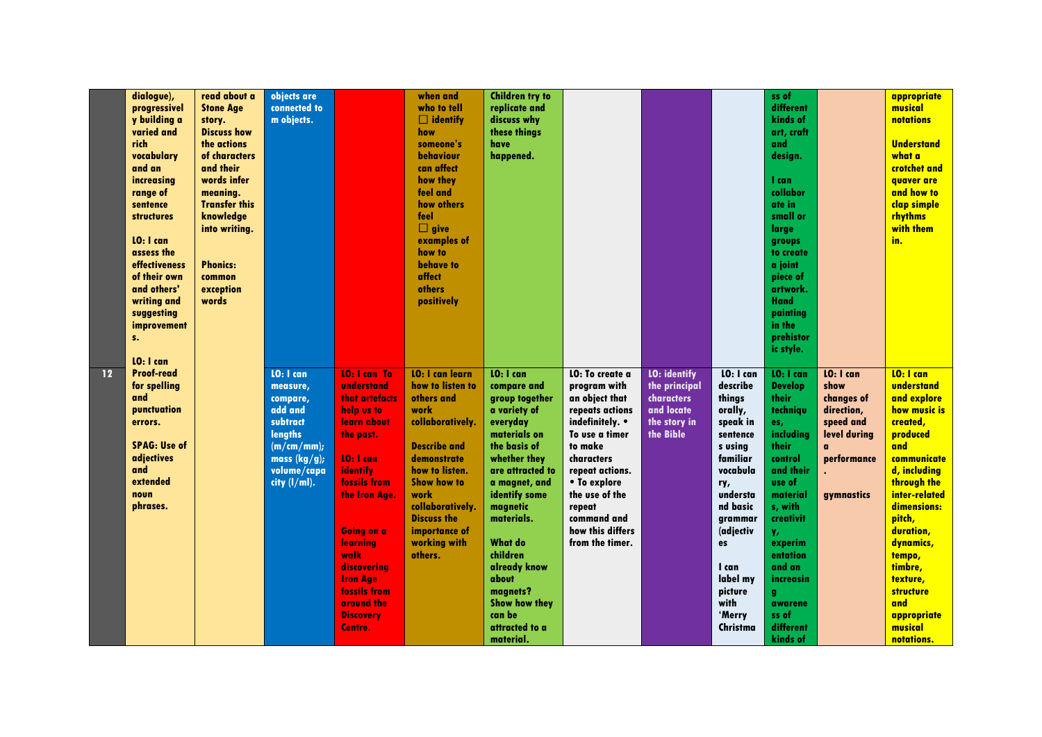| | | | | | | | | | | | | | |
|---|---|---|---|---|---|---|---|---|---|---|---|---|---|
| | dialogue), progressively building a varied and rich vocabulary and an increasing range of sentence structures<br><br>LO: I can assess the effectiveness of their own and others' writing and suggesting improvements.<br><br>LO: I can | read about a Stone Age story. Discuss how the actions of characters and their words infer meaning. Transfer this knowledge into writing.<br><br>Phonics: common exception words | objects are connected to m objects. | | when and who to tell<br>☐ identify how someone's behaviour can affect how they feel and how others feel<br>☐ give examples of how to behave to affect others positively | Children try to replicate and discuss why these things have happened. | | | | ss of different kinds of art, craft and design.<br><br>I can collaborate in small or large groups to create a joint piece of artwork. Hand painting in the prehistoric style. | | appropriate musical notations<br><br>Understand what a crotchet and quaver are and how to clap simple rhythms with them in. |
| 12 | Proof-read for spelling and punctuation errors.<br><br>SPAG: Use of adjectives and extended noun phrases. | | LO: I can measure, compare, add and subtract lengths (m/cm/mm); mass (kg/g); volume/capacity (l/ml). | LO: I can To understand that artefacts help us to learn about the past.<br><br>LO: I can identify fossils from the Iron Age.<br><br>Going on a learning walk discovering Iron Age fossils from around the Discovery Centre. | LO: I can learn how to listen to others and work collaboratively.<br><br>Describe and demonstrate how to listen. Show how to work collaboratively. Discuss the importance of working with others. | LO: I can compare and group together a variety of everyday materials on the basis of whether they are attracted to a magnet, and identify some magnetic materials.<br><br>What do children already know about magnets? Show how they can be attracted to a material. | LO: To create a program with an object that repeats actions indefinitely. • To use a timer to make characters repeat actions. • To explore the use of the repeat command and how this differs from the timer. | LO: identify the principal characters and locate the story in the Bible | LO: I can describe things orally, speak in sentences using familiar vocabulary, understand basic grammar (adjectives<br><br>I can label my picture with 'Merry Christma | LO: I can Develop their techniques, including their control and their use of materials, with creativity, experimentation and an increasing awareness of different kinds of | LO: I can show changes of direction, speed and level during a performance.<br><br>gymnastics | LO: I can understand and explore how music is created, produced and communicated, including through the inter-related dimensions: pitch, duration, dynamics, tempo, timbre, texture, structure and appropriate musical notations. |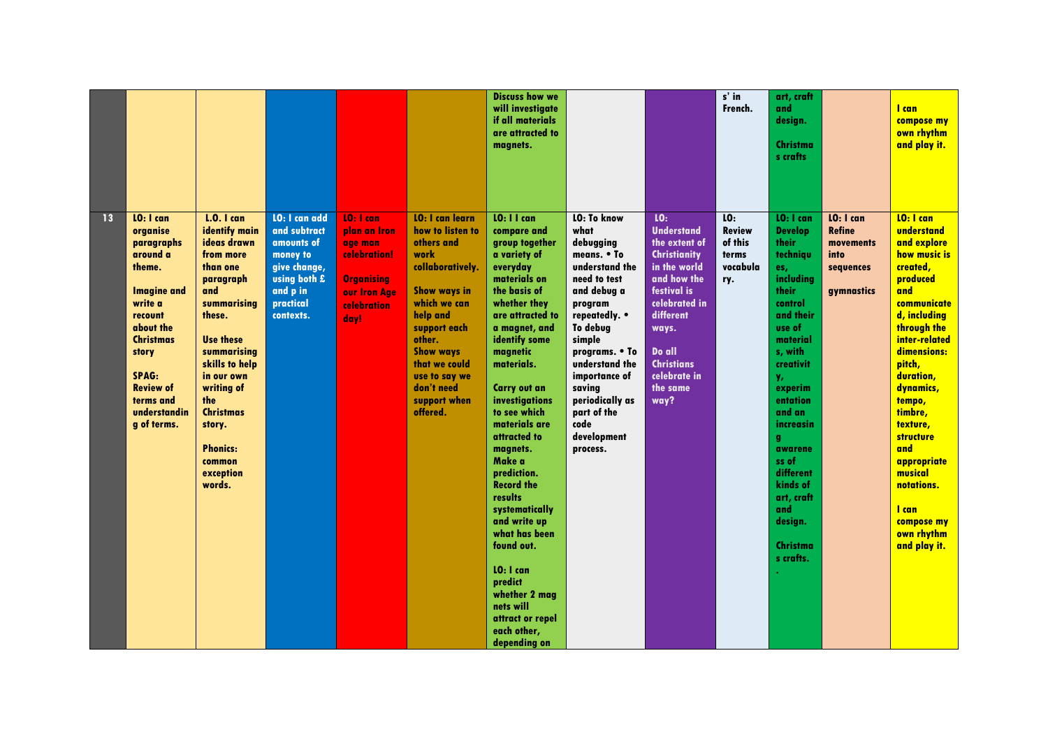| | | | | | | | | | | | | |
|---|---|---|---|---|---|---|---|---|---|---|---|---|
| | | | | | | Discuss how we will investigate if all materials are attracted to magnets. | | | s' in French. | art, craft and design.<br><br>Christmas crafts | | I can compose my own rhythm and play it. |
| 13 | LO: I can organise paragraphs around a theme.<br><br>Imagine and write a recount about the Christmas story<br><br>SPAG: Review of terms and understanding of terms. | L.O. I can identify main ideas drawn from more than one paragraph and summarising these.<br><br>Use these summarising skills to help in our own writing of the Christmas story.<br><br>Phonics: common exception words. | LO: I can add and subtract amounts of money to give change, using both £ and p in practical contexts. | LO: I can plan an Iron age man celebration!<br><br>Organising our Iron Age celebration day! | LO: I can learn how to listen to others and work collaboratively.<br><br>Show ways in which we can help and support each other.<br>Show ways that we could use to say we don't need support when offered. | LO: I I can compare and group together a variety of everyday materials on the basis of whether they are attracted to a magnet, and identify some magnetic materials.<br><br>Carry out an investigations to see which materials are attracted to magnets.<br>Make a prediction.<br>Record the results systematically and write up what has been found out.<br><br>LO: I can predict whether 2 mag nets will attract or repel each other, depending on | LO: To know what debugging means. • To understand the need to test and debug a program repeatedly. • To debug simple programs. • To understand the importance of saving periodically as part of the code development process. | LO: Understand the extent of Christianity in the world and how the festival is celebrated in different ways.<br><br>Do all Christians celebrate in the same way? | LO: Review of this terms vocabulary. | LO: I can Develop their techniques, including their control and their use of materials, with creativity, experimentation and an increasing awareness of different kinds of art, craft and design.<br><br>Christmas crafts.<br>. | LO: I can Refine movements into sequences<br><br>gymnastics | LO: I can understand and explore how music is created, produced and communicated, including through the inter-related dimensions: pitch, duration, dynamics, tempo, timbre, texture, structure and appropriate musical notations.<br><br>I can compose my own rhythm and play it. |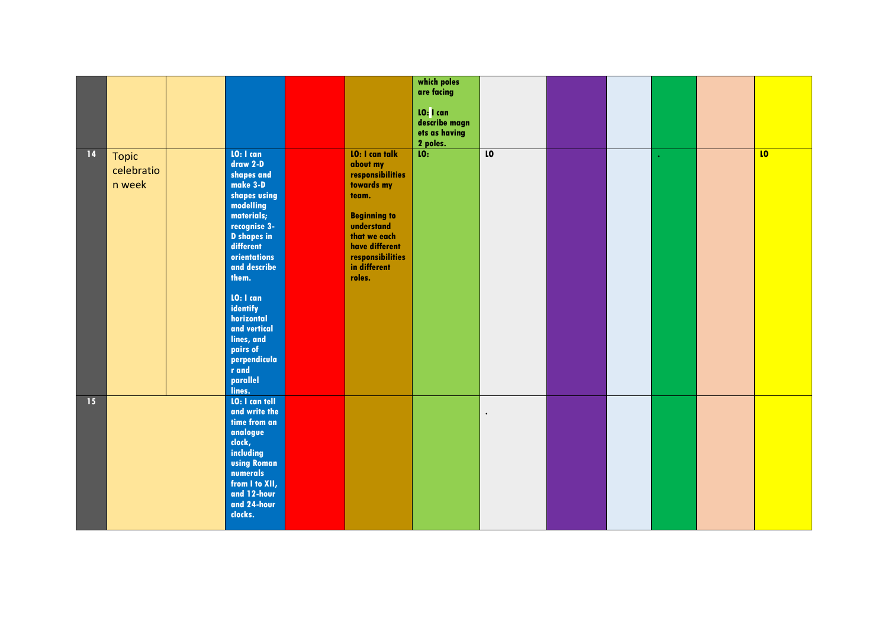| | | | | | | | | | | | | |
|---|---|---|---|---|---|---|---|---|---|---|---|---|
| | | | | | | which poles are facing<br><br>LO: I can describe magnets as having 2 poles. | | | | | | |
| 14 | Topic celebration week | | LO: I can draw 2-D shapes and make 3-D shapes using modelling materials; recognise 3-D shapes in different orientations and describe them.<br><br>LO: I can identify horizontal and vertical lines, and pairs of perpendicular and parallel lines. | | LO: I can talk about my responsibilities towards my team.<br><br>Beginning to understand that we each have different responsibilities in different roles. | LO: | LO | | | . | | LO |
| 15 | | | LO: I can tell and write the time from an analogue clock, including using Roman numerals from I to XII, and 12-hour and 24-hour clocks. | | | | . | | | | | |